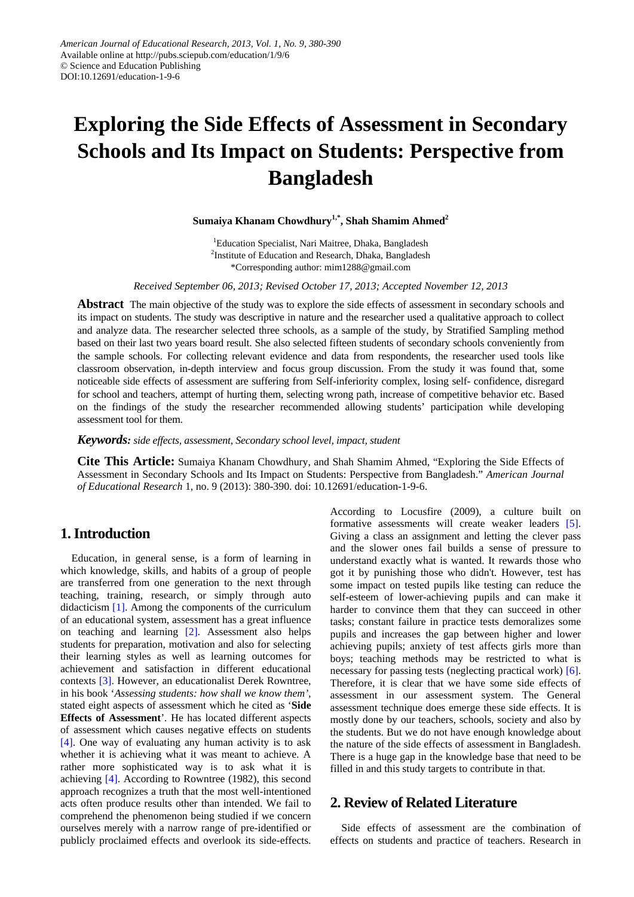*American Journal of Educational Research, 2013, Vol. 1, No. 9, 380-390*
Available online at http://pubs.sciepub.com/education/1/9/6
© Science and Education Publishing
DOI:10.12691/education-1-9-6

# Exploring the Side Effects of Assessment in Secondary Schools and Its Impact on Students: Perspective from Bangladesh

**Sumaiya Khanam Chowdhury[1,*], Shah Shamim Ahmed[2]**

[1]Education Specialist, Nari Maitree, Dhaka, Bangladesh
[2]Institute of Education and Research, Dhaka, Bangladesh
*Corresponding author: mim1288@gmail.com

*Received September 06, 2013; Revised October 17, 2013; Accepted November 12, 2013*

**Abstract** The main objective of the study was to explore the side effects of assessment in secondary schools and its impact on students. The study was descriptive in nature and the researcher used a qualitative approach to collect and analyze data. The researcher selected three schools, as a sample of the study, by Stratified Sampling method based on their last two years board result. She also selected fifteen students of secondary schools conveniently from the sample schools. For collecting relevant evidence and data from respondents, the researcher used tools like classroom observation, in-depth interview and focus group discussion. From the study it was found that, some noticeable side effects of assessment are suffering from Self-inferiority complex, losing self- confidence, disregard for school and teachers, attempt of hurting them, selecting wrong path, increase of competitive behavior etc. Based on the findings of the study the researcher recommended allowing students' participation while developing assessment tool for them.

***Keywords:*** *side effects, assessment, Secondary school level, impact, student*

**Cite This Article:** Sumaiya Khanam Chowdhury, and Shah Shamim Ahmed, "Exploring the Side Effects of Assessment in Secondary Schools and Its Impact on Students: Perspective from Bangladesh." *American Journal of Educational Research* 1, no. 9 (2013): 380-390. doi: 10.12691/education-1-9-6.

## 1. Introduction

Education, in general sense, is a form of learning in which knowledge, skills, and habits of a group of people are transferred from one generation to the next through teaching, training, research, or simply through auto didacticism [1]. Among the components of the curriculum of an educational system, assessment has a great influence on teaching and learning [2]. Assessment also helps students for preparation, motivation and also for selecting their learning styles as well as learning outcomes for achievement and satisfaction in different educational contexts [3]. However, an educationalist Derek Rowntree, in his book '*Assessing students: how shall we know them'*, stated eight aspects of assessment which he cited as '**Side Effects of Assessment**'. He has located different aspects of assessment which causes negative effects on students [4]. One way of evaluating any human activity is to ask whether it is achieving what it was meant to achieve. A rather more sophisticated way is to ask what it is achieving [4]. According to Rowntree (1982), this second approach recognizes a truth that the most well-intentioned acts often produce results other than intended. We fail to comprehend the phenomenon being studied if we concern ourselves merely with a narrow range of pre-identified or publicly proclaimed effects and overlook its side-effects. According to Locusfire (2009), a culture built on formative assessments will create weaker leaders [5]. Giving a class an assignment and letting the clever pass and the slower ones fail builds a sense of pressure to understand exactly what is wanted. It rewards those who got it by punishing those who didn't. However, test has some impact on tested pupils like testing can reduce the self-esteem of lower-achieving pupils and can make it harder to convince them that they can succeed in other tasks; constant failure in practice tests demoralizes some pupils and increases the gap between higher and lower achieving pupils; anxiety of test affects girls more than boys; teaching methods may be restricted to what is necessary for passing tests (neglecting practical work) [6]. Therefore, it is clear that we have some side effects of assessment in our assessment system. The General assessment technique does emerge these side effects. It is mostly done by our teachers, schools, society and also by the students. But we do not have enough knowledge about the nature of the side effects of assessment in Bangladesh. There is a huge gap in the knowledge base that need to be filled in and this study targets to contribute in that.

## 2. Review of Related Literature

Side effects of assessment are the combination of effects on students and practice of teachers. Research in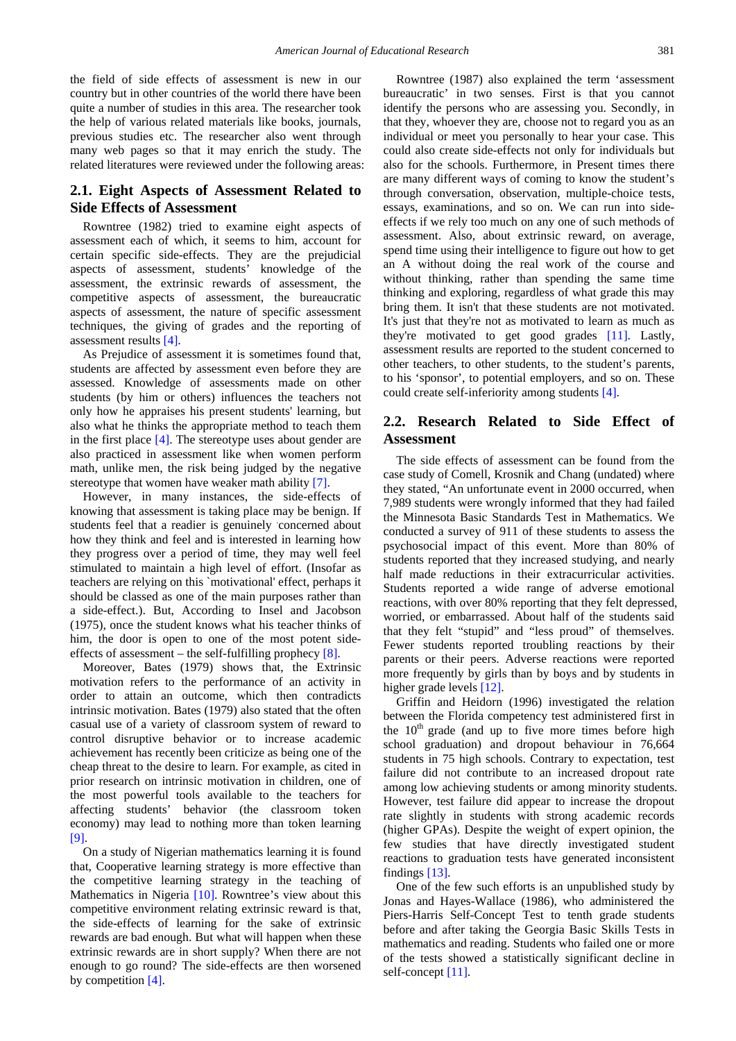the field of side effects of assessment is new in our country but in other countries of the world there have been quite a number of studies in this area. The researcher took the help of various related materials like books, journals, previous studies etc. The researcher also went through many web pages so that it may enrich the study. The related literatures were reviewed under the following areas:

## 2.1. Eight Aspects of Assessment Related to Side Effects of Assessment

Rowntree (1982) tried to examine eight aspects of assessment each of which, it seems to him, account for certain specific side-effects. They are the prejudicial aspects of assessment, students' knowledge of the assessment, the extrinsic rewards of assessment, the competitive aspects of assessment, the bureaucratic aspects of assessment, the nature of specific assessment techniques, the giving of grades and the reporting of assessment results [4].

As Prejudice of assessment it is sometimes found that, students are affected by assessment even before they are assessed. Knowledge of assessments made on other students (by him or others) influences the teachers not only how he appraises his present students' learning, but also what he thinks the appropriate method to teach them in the first place [4]. The stereotype uses about gender are also practiced in assessment like when women perform math, unlike men, the risk being judged by the negative stereotype that women have weaker math ability [7].

However, in many instances, the side-effects of knowing that assessment is taking place may be benign. If students feel that a readier is genuinely concerned about how they think and feel and is interested in learning how they progress over a period of time, they may well feel stimulated to maintain a high level of effort. (Insofar as teachers are relying on this `motivational' effect, perhaps it should be classed as one of the main purposes rather than a side-effect.). But, According to Insel and Jacobson (1975), once the student knows what his teacher thinks of him, the door is open to one of the most potent side-effects of assessment – the self-fulfilling prophecy [8].

Moreover, Bates (1979) shows that, the Extrinsic motivation refers to the performance of an activity in order to attain an outcome, which then contradicts intrinsic motivation. Bates (1979) also stated that the often casual use of a variety of classroom system of reward to control disruptive behavior or to increase academic achievement has recently been criticize as being one of the cheap threat to the desire to learn. For example, as cited in prior research on intrinsic motivation in children, one of the most powerful tools available to the teachers for affecting students' behavior (the classroom token economy) may lead to nothing more than token learning [9].

On a study of Nigerian mathematics learning it is found that, Cooperative learning strategy is more effective than the competitive learning strategy in the teaching of Mathematics in Nigeria [10]. Rowntree's view about this competitive environment relating extrinsic reward is that, the side-effects of learning for the sake of extrinsic rewards are bad enough. But what will happen when these extrinsic rewards are in short supply? When there are not enough to go round? The side-effects are then worsened by competition [4].

Rowntree (1987) also explained the term 'assessment bureaucratic' in two senses. First is that you cannot identify the persons who are assessing you. Secondly, in that they, whoever they are, choose not to regard you as an individual or meet you personally to hear your case. This could also create side-effects not only for individuals but also for the schools. Furthermore, in Present times there are many different ways of coming to know the student's through conversation, observation, multiple-choice tests, essays, examinations, and so on. We can run into side-effects if we rely too much on any one of such methods of assessment. Also, about extrinsic reward, on average, spend time using their intelligence to figure out how to get an A without doing the real work of the course and without thinking, rather than spending the same time thinking and exploring, regardless of what grade this may bring them. It isn't that these students are not motivated. It's just that they're not as motivated to learn as much as they're motivated to get good grades [11]. Lastly, assessment results are reported to the student concerned to other teachers, to other students, to the student's parents, to his 'sponsor', to potential employers, and so on. These could create self-inferiority among students [4].

## 2.2. Research Related to Side Effect of Assessment

The side effects of assessment can be found from the case study of Comell, Krosnik and Chang (undated) where they stated, "An unfortunate event in 2000 occurred, when 7,989 students were wrongly informed that they had failed the Minnesota Basic Standards Test in Mathematics. We conducted a survey of 911 of these students to assess the psychosocial impact of this event. More than 80% of students reported that they increased studying, and nearly half made reductions in their extracurricular activities. Students reported a wide range of adverse emotional reactions, with over 80% reporting that they felt depressed, worried, or embarrassed. About half of the students said that they felt "stupid" and "less proud" of themselves. Fewer students reported troubling reactions by their parents or their peers. Adverse reactions were reported more frequently by girls than by boys and by students in higher grade levels [12].

Griffin and Heidorn (1996) investigated the relation between the Florida competency test administered first in the 10th grade (and up to five more times before high school graduation) and dropout behaviour in 76,664 students in 75 high schools. Contrary to expectation, test failure did not contribute to an increased dropout rate among low achieving students or among minority students. However, test failure did appear to increase the dropout rate slightly in students with strong academic records (higher GPAs). Despite the weight of expert opinion, the few studies that have directly investigated student reactions to graduation tests have generated inconsistent findings [13].

One of the few such efforts is an unpublished study by Jonas and Hayes-Wallace (1986), who administered the Piers-Harris Self-Concept Test to tenth grade students before and after taking the Georgia Basic Skills Tests in mathematics and reading. Students who failed one or more of the tests showed a statistically significant decline in self-concept [11].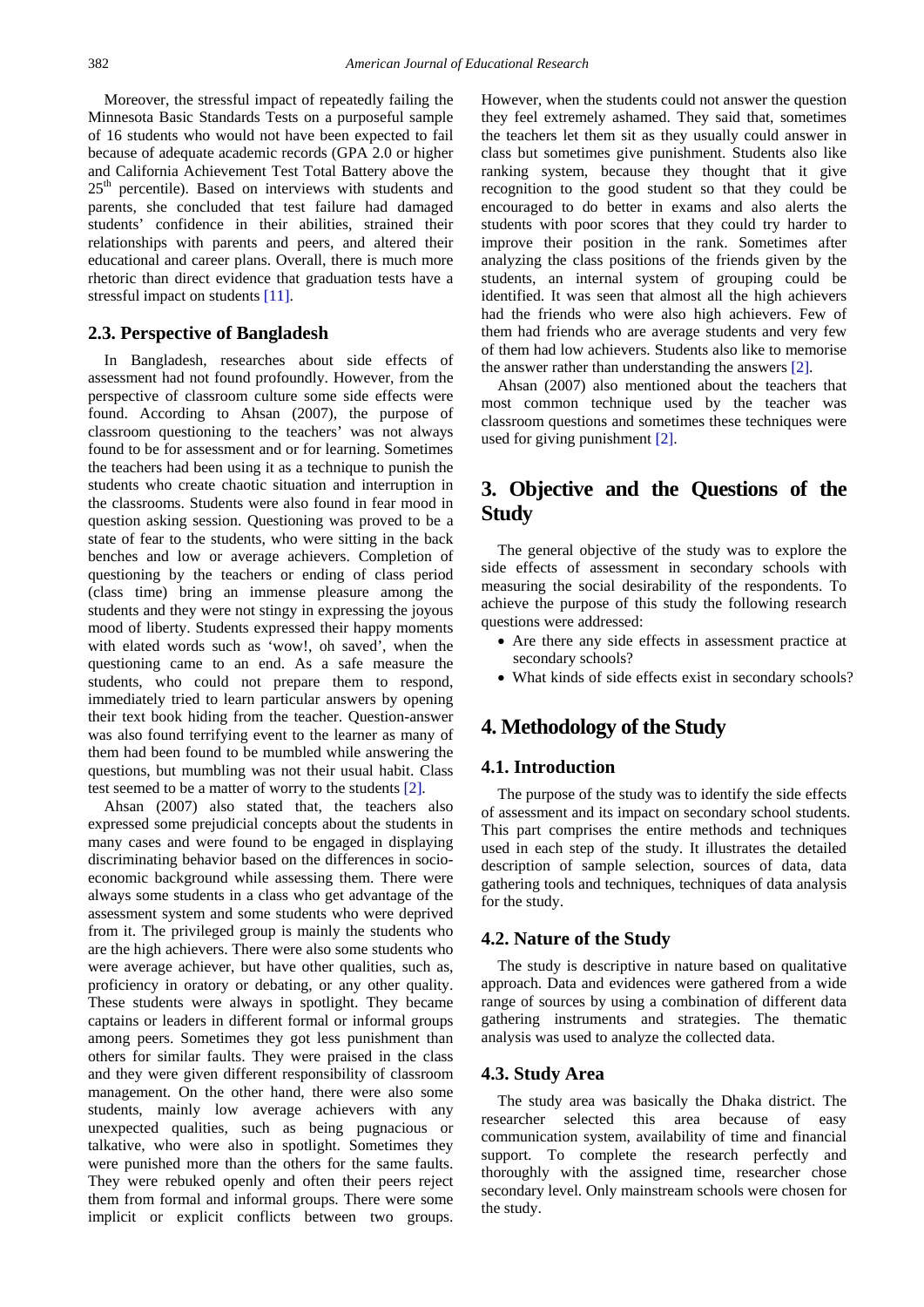Moreover, the stressful impact of repeatedly failing the Minnesota Basic Standards Tests on a purposeful sample of 16 students who would not have been expected to fail because of adequate academic records (GPA 2.0 or higher and California Achievement Test Total Battery above the $25^{th}$ percentile). Based on interviews with students and parents, she concluded that test failure had damaged students' confidence in their abilities, strained their relationships with parents and peers, and altered their educational and career plans. Overall, there is much more rhetoric than direct evidence that graduation tests have a stressful impact on students [11].

### 2.3. Perspective of Bangladesh

In Bangladesh, researches about side effects of assessment had not found profoundly. However, from the perspective of classroom culture some side effects were found. According to Ahsan (2007), the purpose of classroom questioning to the teachers' was not always found to be for assessment and or for learning. Sometimes the teachers had been using it as a technique to punish the students who create chaotic situation and interruption in the classrooms. Students were also found in fear mood in question asking session. Questioning was proved to be a state of fear to the students, who were sitting in the back benches and low or average achievers. Completion of questioning by the teachers or ending of class period (class time) bring an immense pleasure among the students and they were not stingy in expressing the joyous mood of liberty. Students expressed their happy moments with elated words such as 'wow!, oh saved', when the questioning came to an end. As a safe measure the students, who could not prepare them to respond, immediately tried to learn particular answers by opening their text book hiding from the teacher. Question-answer was also found terrifying event to the learner as many of them had been found to be mumbled while answering the questions, but mumbling was not their usual habit. Class test seemed to be a matter of worry to the students [2].

Ahsan (2007) also stated that, the teachers also expressed some prejudicial concepts about the students in many cases and were found to be engaged in displaying discriminating behavior based on the differences in socio-economic background while assessing them. There were always some students in a class who get advantage of the assessment system and some students who were deprived from it. The privileged group is mainly the students who are the high achievers. There were also some students who were average achiever, but have other qualities, such as, proficiency in oratory or debating, or any other quality. These students were always in spotlight. They became captains or leaders in different formal or informal groups among peers. Sometimes they got less punishment than others for similar faults. They were praised in the class and they were given different responsibility of classroom management. On the other hand, there were also some students, mainly low average achievers with any unexpected qualities, such as being pugnacious or talkative, who were also in spotlight. Sometimes they were punished more than the others for the same faults. They were rebuked openly and often their peers reject them from formal and informal groups. There were some implicit or explicit conflicts between two groups. However, when the students could not answer the question they feel extremely ashamed. They said that, sometimes the teachers let them sit as they usually could answer in class but sometimes give punishment. Students also like ranking system, because they thought that it give recognition to the good student so that they could be encouraged to do better in exams and also alerts the students with poor scores that they could try harder to improve their position in the rank. Sometimes after analyzing the class positions of the friends given by the students, an internal system of grouping could be identified. It was seen that almost all the high achievers had the friends who were also high achievers. Few of them had friends who are average students and very few of them had low achievers. Students also like to memorise the answer rather than understanding the answers [2].

Ahsan (2007) also mentioned about the teachers that most common technique used by the teacher was classroom questions and sometimes these techniques were used for giving punishment [2].

## 3. Objective and the Questions of the Study

The general objective of the study was to explore the side effects of assessment in secondary schools with measuring the social desirability of the respondents. To achieve the purpose of this study the following research questions were addressed:

- Are there any side effects in assessment practice at secondary schools?
- What kinds of side effects exist in secondary schools?

## 4. Methodology of the Study

### 4.1. Introduction

The purpose of the study was to identify the side effects of assessment and its impact on secondary school students. This part comprises the entire methods and techniques used in each step of the study. It illustrates the detailed description of sample selection, sources of data, data gathering tools and techniques, techniques of data analysis for the study.

### 4.2. Nature of the Study

The study is descriptive in nature based on qualitative approach. Data and evidences were gathered from a wide range of sources by using a combination of different data gathering instruments and strategies. The thematic analysis was used to analyze the collected data.

### 4.3. Study Area

The study area was basically the Dhaka district. The researcher selected this area because of easy communication system, availability of time and financial support. To complete the research perfectly and thoroughly with the assigned time, researcher chose secondary level. Only mainstream schools were chosen for the study.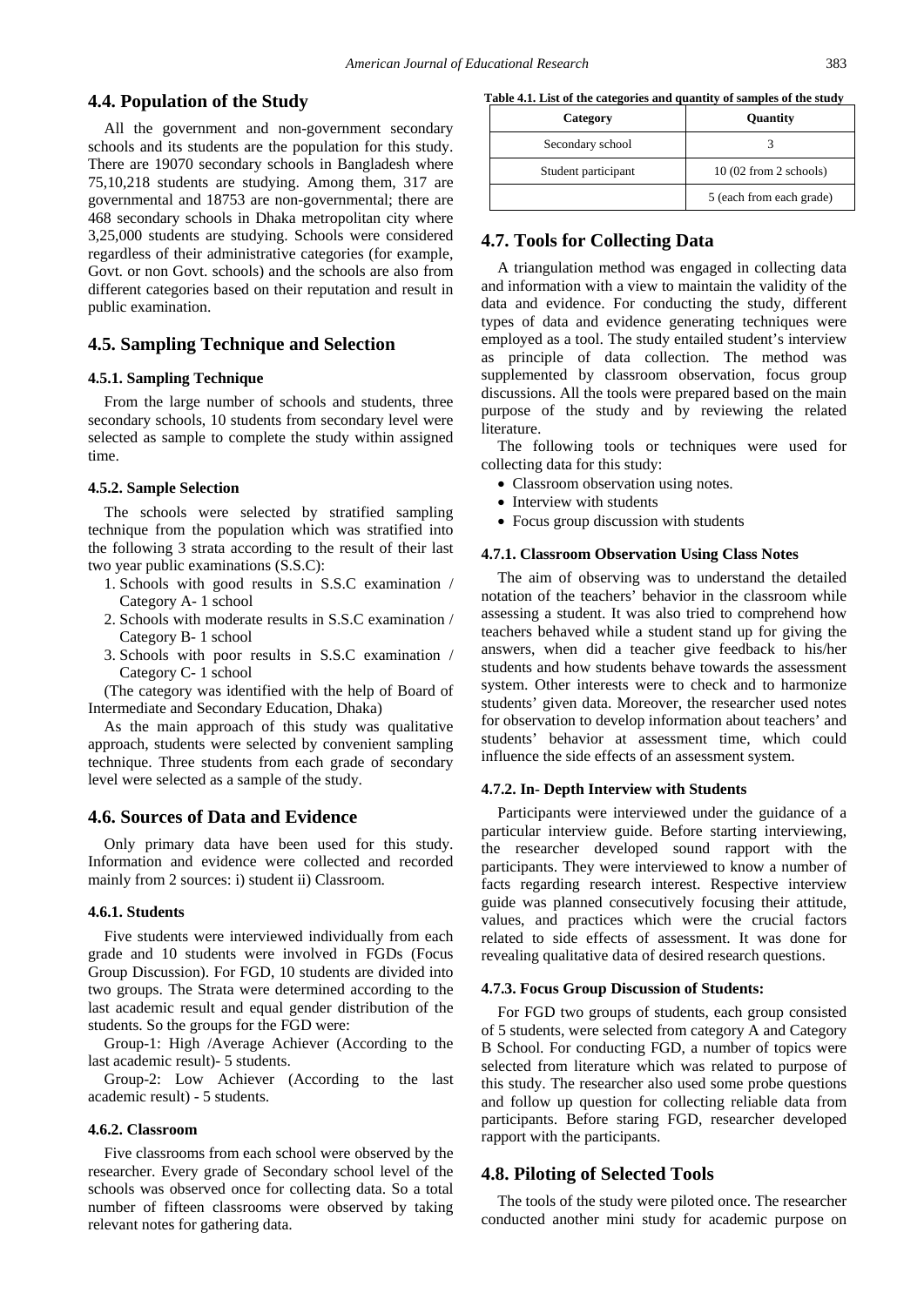## 4.4. Population of the Study

All the government and non-government secondary schools and its students are the population for this study. There are 19070 secondary schools in Bangladesh where 75,10,218 students are studying. Among them, 317 are governmental and 18753 are non-governmental; there are 468 secondary schools in Dhaka metropolitan city where 3,25,000 students are studying. Schools were considered regardless of their administrative categories (for example, Govt. or non Govt. schools) and the schools are also from different categories based on their reputation and result in public examination.

## 4.5. Sampling Technique and Selection

### 4.5.1. Sampling Technique

From the large number of schools and students, three secondary schools, 10 students from secondary level were selected as sample to complete the study within assigned time.

### 4.5.2. Sample Selection

The schools were selected by stratified sampling technique from the population which was stratified into the following 3 strata according to the result of their last two year public examinations (S.S.C):

1. Schools with good results in S.S.C examination / Category A- 1 school
2. Schools with moderate results in S.S.C examination / Category B- 1 school
3. Schools with poor results in S.S.C examination / Category C- 1 school

(The category was identified with the help of Board of Intermediate and Secondary Education, Dhaka)

As the main approach of this study was qualitative approach, students were selected by convenient sampling technique. Three students from each grade of secondary level were selected as a sample of the study.

## 4.6. Sources of Data and Evidence

Only primary data have been used for this study. Information and evidence were collected and recorded mainly from 2 sources: i) student ii) Classroom.

### 4.6.1. Students

Five students were interviewed individually from each grade and 10 students were involved in FGDs (Focus Group Discussion). For FGD, 10 students are divided into two groups. The Strata were determined according to the last academic result and equal gender distribution of the students. So the groups for the FGD were:

Group-1: High /Average Achiever (According to the last academic result)- 5 students.

Group-2: Low Achiever (According to the last academic result) - 5 students.

### 4.6.2. Classroom

Five classrooms from each school were observed by the researcher. Every grade of Secondary school level of the schools was observed once for collecting data. So a total number of fifteen classrooms were observed by taking relevant notes for gathering data.

**Table 4.1. List of the categories and quantity of samples of the study**

| Category | Quantity |
|---|---|
| Secondary school | 3 |
| Student participant | 10 (02 from 2 schools) |
| | 5 (each from each grade) |

## 4.7. Tools for Collecting Data

A triangulation method was engaged in collecting data and information with a view to maintain the validity of the data and evidence. For conducting the study, different types of data and evidence generating techniques were employed as a tool. The study entailed student's interview as principle of data collection. The method was supplemented by classroom observation, focus group discussions. All the tools were prepared based on the main purpose of the study and by reviewing the related literature.

The following tools or techniques were used for collecting data for this study:

- Classroom observation using notes.
- Interview with students
- Focus group discussion with students

### 4.7.1. Classroom Observation Using Class Notes

The aim of observing was to understand the detailed notation of the teachers' behavior in the classroom while assessing a student. It was also tried to comprehend how teachers behaved while a student stand up for giving the answers, when did a teacher give feedback to his/her students and how students behave towards the assessment system. Other interests were to check and to harmonize students' given data. Moreover, the researcher used notes for observation to develop information about teachers' and students' behavior at assessment time, which could influence the side effects of an assessment system.

### 4.7.2. In- Depth Interview with Students

Participants were interviewed under the guidance of a particular interview guide. Before starting interviewing, the researcher developed sound rapport with the participants. They were interviewed to know a number of facts regarding research interest. Respective interview guide was planned consecutively focusing their attitude, values, and practices which were the crucial factors related to side effects of assessment. It was done for revealing qualitative data of desired research questions.

### 4.7.3. Focus Group Discussion of Students:

For FGD two groups of students, each group consisted of 5 students, were selected from category A and Category B School. For conducting FGD, a number of topics were selected from literature which was related to purpose of this study. The researcher also used some probe questions and follow up question for collecting reliable data from participants. Before staring FGD, researcher developed rapport with the participants.

## 4.8. Piloting of Selected Tools

The tools of the study were piloted once. The researcher conducted another mini study for academic purpose on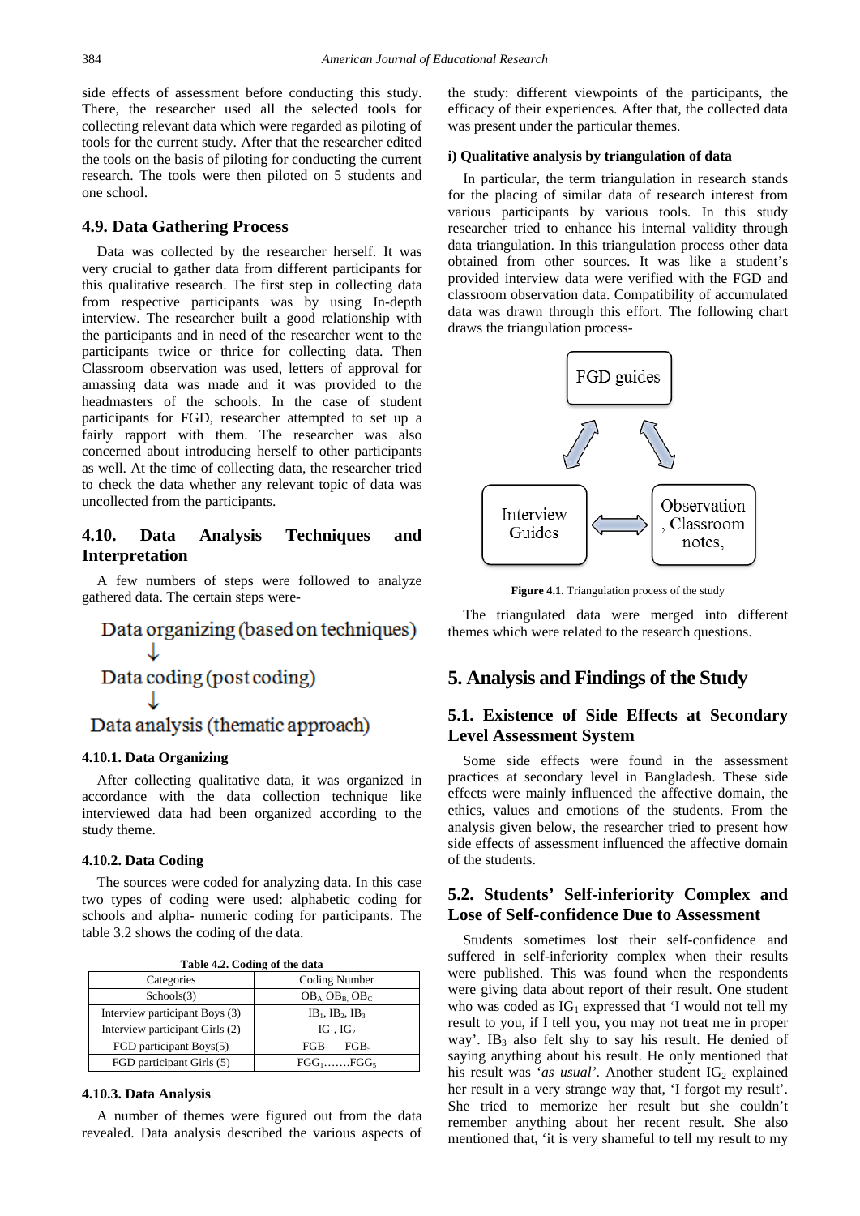side effects of assessment before conducting this study. There, the researcher used all the selected tools for collecting relevant data which were regarded as piloting of tools for the current study. After that the researcher edited the tools on the basis of piloting for conducting the current research. The tools were then piloted on 5 students and one school.

## 4.9. Data Gathering Process

Data was collected by the researcher herself. It was very crucial to gather data from different participants for this qualitative research. The first step in collecting data from respective participants was by using In-depth interview. The researcher built a good relationship with the participants and in need of the researcher went to the participants twice or thrice for collecting data. Then Classroom observation was used, letters of approval for amassing data was made and it was provided to the headmasters of the schools. In the case of student participants for FGD, researcher attempted to set up a fairly rapport with them. The researcher was also concerned about introducing herself to other participants as well. At the time of collecting data, the researcher tried to check the data whether any relevant topic of data was uncollected from the participants.

## 4.10. Data Analysis Techniques and Interpretation

A few numbers of steps were followed to analyze gathered data. The certain steps were-

Data organizing (based on techniques)
↓
Data coding (post coding)
↓
Data analysis (thematic approach)

### 4.10.1. Data Organizing

After collecting qualitative data, it was organized in accordance with the data collection technique like interviewed data had been organized according to the study theme.

### 4.10.2. Data Coding

The sources were coded for analyzing data. In this case two types of coding were used: alphabetic coding for schools and alpha- numeric coding for participants. The table 3.2 shows the coding of the data.

**Table 4.2. Coding of the data**

| Categories | Coding Number |
|---|---|
| Schools(3) | $OB_A$, $OB_B$, $OB_C$ |
| Interview participant Boys (3) | $IB_1$, $IB_2$, $IB_3$ |
| Interview participant Girls (2) | $IG_1$, $IG_2$ |
| FGD participant Boys(5) | $FGB_1$.......$FGB_5$ |
| FGD participant Girls (5) | $FGG_1$.......$FGG_5$ |

### 4.10.3. Data Analysis

A number of themes were figured out from the data revealed. Data analysis described the various aspects of the study: different viewpoints of the participants, the efficacy of their experiences. After that, the collected data was present under the particular themes.

#### i) Qualitative analysis by triangulation of data

In particular, the term triangulation in research stands for the placing of similar data of research interest from various participants by various tools. In this study researcher tried to enhance his internal validity through data triangulation. In this triangulation process other data obtained from other sources. It was like a student's provided interview data were verified with the FGD and classroom observation data. Compatibility of accumulated data was drawn through this effort. The following chart draws the triangulation process-

FGD guides ↔ Interview Guides ↔ Observation, Classroom notes,

**Figure 4.1.** Triangulation process of the study

The triangulated data were merged into different themes which were related to the research questions.

# 5. Analysis and Findings of the Study

## 5.1. Existence of Side Effects at Secondary Level Assessment System

Some side effects were found in the assessment practices at secondary level in Bangladesh. These side effects were mainly influenced the affective domain, the ethics, values and emotions of the students. From the analysis given below, the researcher tried to present how side effects of assessment influenced the affective domain of the students.

## 5.2. Students' Self-inferiority Complex and Lose of Self-confidence Due to Assessment

Students sometimes lost their self-confidence and suffered in self-inferiority complex when their results were published. This was found when the respondents were giving data about report of their result. One student who was coded as $IG_1$ expressed that 'I would not tell my result to you, if I tell you, you may not treat me in proper way'. $IB_3$ also felt shy to say his result. He denied of saying anything about his result. He only mentioned that his result was '*as usual*'. Another student $IG_2$ explained her result in a very strange way that, 'I forgot my result'. She tried to memorize her result but she couldn't remember anything about her recent result. She also mentioned that, 'it is very shameful to tell my result to my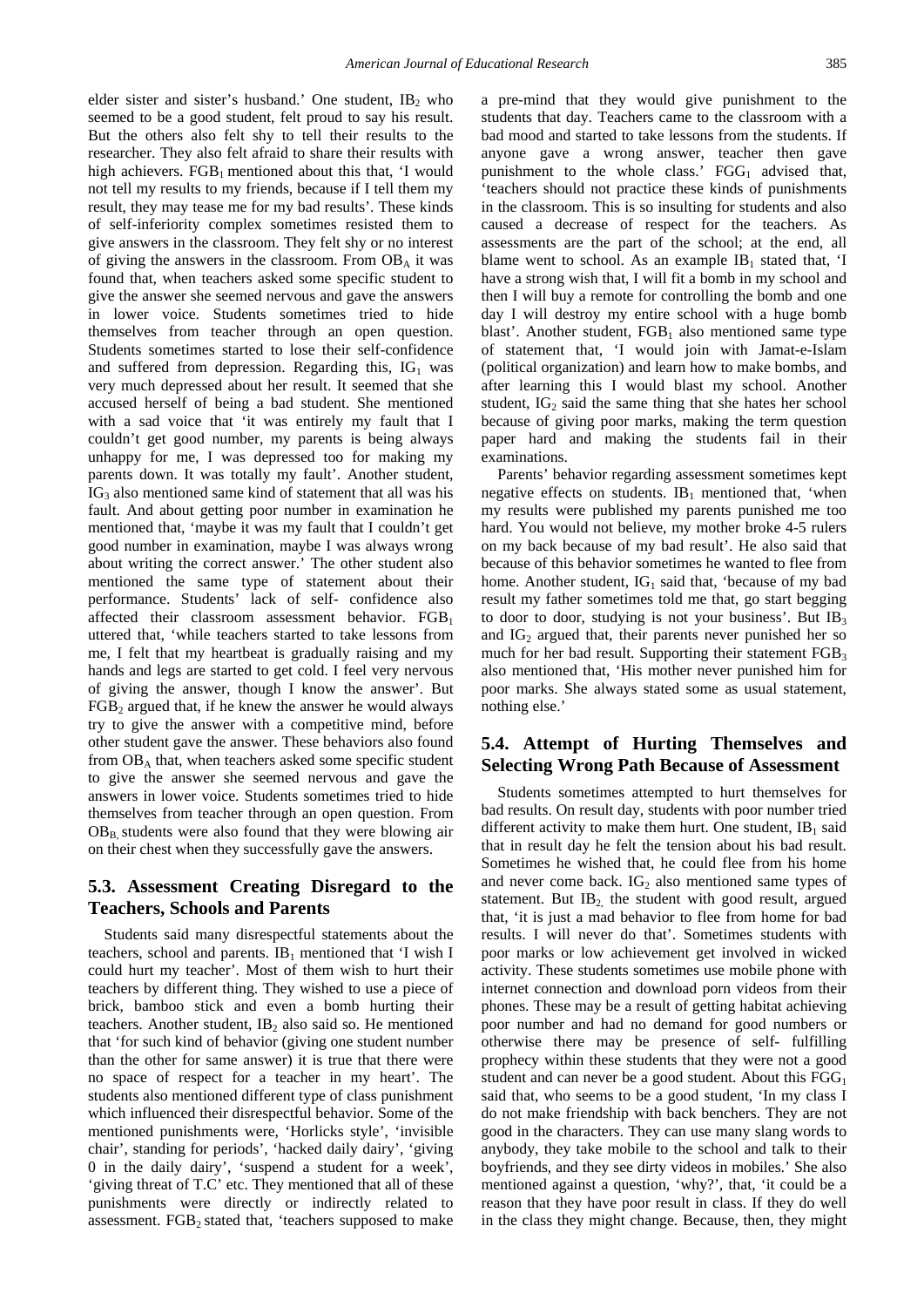elder sister and sister's husband.' One student, $IB_2$ who seemed to be a good student, felt proud to say his result. But the others also felt shy to tell their results to the researcher. They also felt afraid to share their results with high achievers. $FGB_1$ mentioned about this that, 'I would not tell my results to my friends, because if I tell them my result, they may tease me for my bad results'. These kinds of self-inferiority complex sometimes resisted them to give answers in the classroom. They felt shy or no interest of giving the answers in the classroom. From $OB_A$ it was found that, when teachers asked some specific student to give the answer she seemed nervous and gave the answers in lower voice. Students sometimes tried to hide themselves from teacher through an open question. Students sometimes started to lose their self-confidence and suffered from depression. Regarding this, $IG_1$ was very much depressed about her result. It seemed that she accused herself of being a bad student. She mentioned with a sad voice that 'it was entirely my fault that I couldn't get good number, my parents is being always unhappy for me, I was depressed too for making my parents down. It was totally my fault'. Another student, $IG_3$ also mentioned same kind of statement that all was his fault. And about getting poor number in examination he mentioned that, 'maybe it was my fault that I couldn't get good number in examination, maybe I was always wrong about writing the correct answer.' The other student also mentioned the same type of statement about their performance. Students' lack of self- confidence also affected their classroom assessment behavior. $FGB_1$ uttered that, 'while teachers started to take lessons from me, I felt that my heartbeat is gradually raising and my hands and legs are started to get cold. I feel very nervous of giving the answer, though I know the answer'. But $FGB_2$ argued that, if he knew the answer he would always try to give the answer with a competitive mind, before other student gave the answer. These behaviors also found from $OB_A$ that, when teachers asked some specific student to give the answer she seemed nervous and gave the answers in lower voice. Students sometimes tried to hide themselves from teacher through an open question. From $OB_B$, students were also found that they were blowing air on their chest when they successfully gave the answers.

### 5.3. Assessment Creating Disregard to the Teachers, Schools and Parents

Students said many disrespectful statements about the teachers, school and parents. $IB_1$ mentioned that 'I wish I could hurt my teacher'. Most of them wish to hurt their teachers by different thing. They wished to use a piece of brick, bamboo stick and even a bomb hurting their teachers. Another student, $IB_2$ also said so. He mentioned that 'for such kind of behavior (giving one student number than the other for same answer) it is true that there were no space of respect for a teacher in my heart'. The students also mentioned different type of class punishment which influenced their disrespectful behavior. Some of the mentioned punishments were, 'Horlicks style', 'invisible chair', standing for periods', 'hacked daily dairy', 'giving 0 in the daily dairy', 'suspend a student for a week', 'giving threat of T.C' etc. They mentioned that all of these punishments were directly or indirectly related to assessment. $FGB_2$ stated that, 'teachers supposed to make a pre-mind that they would give punishment to the students that day. Teachers came to the classroom with a bad mood and started to take lessons from the students. If anyone gave a wrong answer, teacher then gave punishment to the whole class.' $FGG_1$ advised that, 'teachers should not practice these kinds of punishments in the classroom. This is so insulting for students and also caused a decrease of respect for the teachers. As assessments are the part of the school; at the end, all blame went to school. As an example $IB_1$ stated that, 'I have a strong wish that, I will fit a bomb in my school and then I will buy a remote for controlling the bomb and one day I will destroy my entire school with a huge bomb blast'. Another student, $FGB_1$ also mentioned same type of statement that, 'I would join with Jamat-e-Islam (political organization) and learn how to make bombs, and after learning this I would blast my school. Another student, $IG_2$ said the same thing that she hates her school because of giving poor marks, making the term question paper hard and making the students fail in their examinations.

Parents' behavior regarding assessment sometimes kept negative effects on students. $IB_1$ mentioned that, 'when my results were published my parents punished me too hard. You would not believe, my mother broke 4-5 rulers on my back because of my bad result'. He also said that because of this behavior sometimes he wanted to flee from home. Another student, $IG_1$ said that, 'because of my bad result my father sometimes told me that, go start begging to door to door, studying is not your business'. But $IB_3$ and $IG_2$ argued that, their parents never punished her so much for her bad result. Supporting their statement $FGB_3$ also mentioned that, 'His mother never punished him for poor marks. She always stated some as usual statement, nothing else.'

### 5.4. Attempt of Hurting Themselves and Selecting Wrong Path Because of Assessment

Students sometimes attempted to hurt themselves for bad results. On result day, students with poor number tried different activity to make them hurt. One student, $IB_1$ said that in result day he felt the tension about his bad result. Sometimes he wished that, he could flee from his home and never come back. $IG_2$ also mentioned same types of statement. But $IB_2$, the student with good result, argued that, 'it is just a mad behavior to flee from home for bad results. I will never do that'. Sometimes students with poor marks or low achievement get involved in wicked activity. These students sometimes use mobile phone with internet connection and download porn videos from their phones. These may be a result of getting habitat achieving poor number and had no demand for good numbers or otherwise there may be presence of self- fulfilling prophecy within these students that they were not a good student and can never be a good student. About this $FGG_1$ said that, who seems to be a good student, 'In my class I do not make friendship with back benchers. They are not good in the characters. They can use many slang words to anybody, they take mobile to the school and talk to their boyfriends, and they see dirty videos in mobiles.' She also mentioned against a question, 'why?', that, 'it could be a reason that they have poor result in class. If they do well in the class they might change. Because, then, they might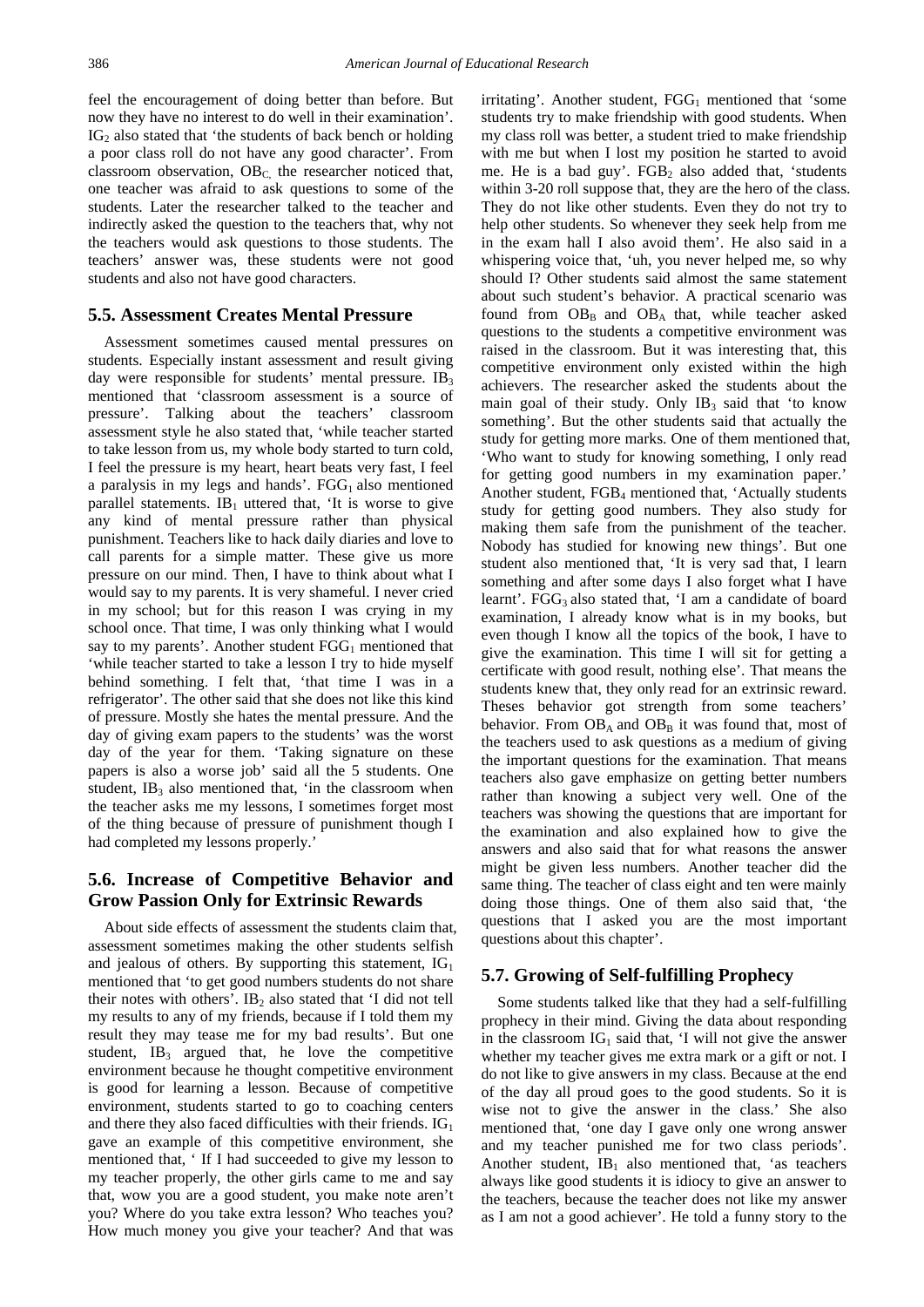feel the encouragement of doing better than before. But now they have no interest to do well in their examination'. $IG_2$ also stated that 'the students of back bench or holding a poor class roll do not have any good character'. From classroom observation, $OB_C$, the researcher noticed that, one teacher was afraid to ask questions to some of the students. Later the researcher talked to the teacher and indirectly asked the question to the teachers that, why not the teachers would ask questions to those students. The teachers' answer was, these students were not good students and also not have good characters.

## 5.5. Assessment Creates Mental Pressure

Assessment sometimes caused mental pressures on students. Especially instant assessment and result giving day were responsible for students' mental pressure. $IB_3$ mentioned that 'classroom assessment is a source of pressure'. Talking about the teachers' classroom assessment style he also stated that, 'while teacher started to take lesson from us, my whole body started to turn cold, I feel the pressure is my heart, heart beats very fast, I feel a paralysis in my legs and hands'. $FGG_1$ also mentioned parallel statements. $IB_1$ uttered that, 'It is worse to give any kind of mental pressure rather than physical punishment. Teachers like to hack daily diaries and love to call parents for a simple matter. These give us more pressure on our mind. Then, I have to think about what I would say to my parents. It is very shameful. I never cried in my school; but for this reason I was crying in my school once. That time, I was only thinking what I would say to my parents'. Another student $FGG_1$ mentioned that 'while teacher started to take a lesson I try to hide myself behind something. I felt that, 'that time I was in a refrigerator'. The other said that she does not like this kind of pressure. Mostly she hates the mental pressure. And the day of giving exam papers to the students' was the worst day of the year for them. 'Taking signature on these papers is also a worse job' said all the 5 students. One student, $IB_3$ also mentioned that, 'in the classroom when the teacher asks me my lessons, I sometimes forget most of the thing because of pressure of punishment though I had completed my lessons properly.'

## 5.6. Increase of Competitive Behavior and Grow Passion Only for Extrinsic Rewards

About side effects of assessment the students claim that, assessment sometimes making the other students selfish and jealous of others. By supporting this statement, $IG_1$ mentioned that 'to get good numbers students do not share their notes with others'. $IB_2$ also stated that 'I did not tell my results to any of my friends, because if I told them my result they may tease me for my bad results'. But one student, $IB_3$ argued that, he love the competitive environment because he thought competitive environment is good for learning a lesson. Because of competitive environment, students started to go to coaching centers and there they also faced difficulties with their friends. $IG_1$ gave an example of this competitive environment, she mentioned that, ' If I had succeeded to give my lesson to my teacher properly, the other girls came to me and say that, wow you are a good student, you make note aren't you? Where do you take extra lesson? Who teaches you? How much money you give your teacher? And that was irritating'. Another student, $FGG_1$ mentioned that 'some students try to make friendship with good students. When my class roll was better, a student tried to make friendship with me but when I lost my position he started to avoid me. He is a bad guy'. $FGB_2$ also added that, 'students within 3-20 roll suppose that, they are the hero of the class. They do not like other students. Even they do not try to help other students. So whenever they seek help from me in the exam hall I also avoid them'. He also said in a whispering voice that, 'uh, you never helped me, so why should I? Other students said almost the same statement about such student's behavior. A practical scenario was found from $OB_B$ and $OB_A$ that, while teacher asked questions to the students a competitive environment was raised in the classroom. But it was interesting that, this competitive environment only existed within the high achievers. The researcher asked the students about the main goal of their study. Only $IB_3$ said that 'to know something'. But the other students said that actually the study for getting more marks. One of them mentioned that, 'Who want to study for knowing something, I only read for getting good numbers in my examination paper.' Another student, $FGB_4$ mentioned that, 'Actually students study for getting good numbers. They also study for making them safe from the punishment of the teacher. Nobody has studied for knowing new things'. But one student also mentioned that, 'It is very sad that, I learn something and after some days I also forget what I have learnt'. $FGG_3$ also stated that, 'I am a candidate of board examination, I already know what is in my books, but even though I know all the topics of the book, I have to give the examination. This time I will sit for getting a certificate with good result, nothing else'. That means the students knew that, they only read for an extrinsic reward. Theses behavior got strength from some teachers' behavior. From $OB_A$ and $OB_B$ it was found that, most of the teachers used to ask questions as a medium of giving the important questions for the examination. That means teachers also gave emphasize on getting better numbers rather than knowing a subject very well. One of the teachers was showing the questions that are important for the examination and also explained how to give the answers and also said that for what reasons the answer might be given less numbers. Another teacher did the same thing. The teacher of class eight and ten were mainly doing those things. One of them also said that, 'the questions that I asked you are the most important questions about this chapter'.

## 5.7. Growing of Self-fulfilling Prophecy

Some students talked like that they had a self-fulfilling prophecy in their mind. Giving the data about responding in the classroom $IG_1$ said that, 'I will not give the answer whether my teacher gives me extra mark or a gift or not. I do not like to give answers in my class. Because at the end of the day all proud goes to the good students. So it is wise not to give the answer in the class.' She also mentioned that, 'one day I gave only one wrong answer and my teacher punished me for two class periods'. Another student, $IB_1$ also mentioned that, 'as teachers always like good students it is idiocy to give an answer to the teachers, because the teacher does not like my answer as I am not a good achiever'. He told a funny story to the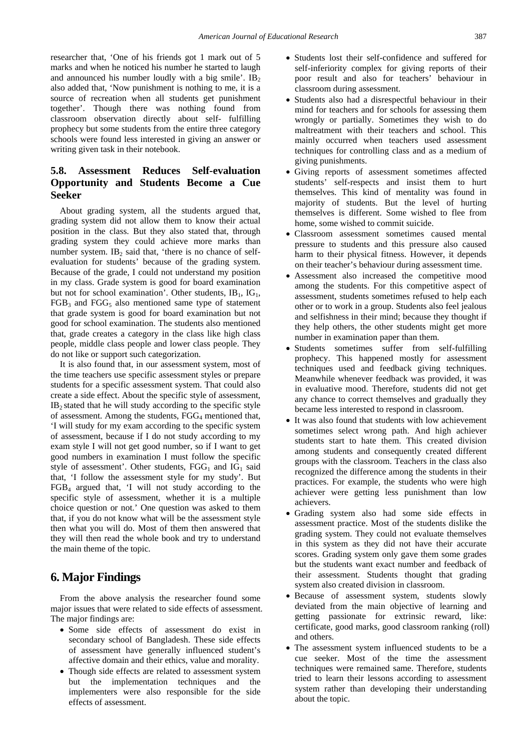researcher that, 'One of his friends got 1 mark out of 5 marks and when he noticed his number he started to laugh and announced his number loudly with a big smile'. $IB_2$ also added that, 'Now punishment is nothing to me, it is a source of recreation when all students get punishment together'. Though there was nothing found from classroom observation directly about self- fulfilling prophecy but some students from the entire three category schools were found less interested in giving an answer or writing given task in their notebook.

### 5.8. Assessment Reduces Self-evaluation Opportunity and Students Become a Cue Seeker

About grading system, all the students argued that, grading system did not allow them to know their actual position in the class. But they also stated that, through grading system they could achieve more marks than number system. $IB_2$ said that, 'there is no chance of self-evaluation for students' because of the grading system. Because of the grade, I could not understand my position in my class. Grade system is good for board examination but not for school examination'. Other students, $IB_1$, $IG_1$, $FGB_3$ and $FGG_5$ also mentioned same type of statement that grade system is good for board examination but not good for school examination. The students also mentioned that, grade creates a category in the class like high class people, middle class people and lower class people. They do not like or support such categorization.

It is also found that, in our assessment system, most of the time teachers use specific assessment styles or prepare students for a specific assessment system. That could also create a side effect. About the specific style of assessment, $IB_2$ stated that he will study according to the specific style of assessment. Among the students, $FGG_4$ mentioned that, 'I will study for my exam according to the specific system of assessment, because if I do not study according to my exam style I will not get good number, so if I want to get good numbers in examination I must follow the specific style of assessment'. Other students, $FGG_1$ and $IG_1$ said that, 'I follow the assessment style for my study'. But $FGB_4$ argued that, 'I will not study according to the specific style of assessment, whether it is a multiple choice question or not.' One question was asked to them that, if you do not know what will be the assessment style then what you will do. Most of them then answered that they will then read the whole book and try to understand the main theme of the topic.

## 6. Major Findings

From the above analysis the researcher found some major issues that were related to side effects of assessment. The major findings are:

- Some side effects of assessment do exist in secondary school of Bangladesh. These side effects of assessment have generally influenced student's affective domain and their ethics, value and morality.
- Though side effects are related to assessment system but the implementation techniques and the implementers were also responsible for the side effects of assessment.
- Students lost their self-confidence and suffered for self-inferiority complex for giving reports of their poor result and also for teachers' behaviour in classroom during assessment.
- Students also had a disrespectful behaviour in their mind for teachers and for schools for assessing them wrongly or partially. Sometimes they wish to do maltreatment with their teachers and school. This mainly occurred when teachers used assessment techniques for controlling class and as a medium of giving punishments.
- Giving reports of assessment sometimes affected students' self-respects and insist them to hurt themselves. This kind of mentality was found in majority of students. But the level of hurting themselves is different. Some wished to flee from home, some wished to commit suicide.
- Classroom assessment sometimes caused mental pressure to students and this pressure also caused harm to their physical fitness. However, it depends on their teacher's behaviour during assessment time.
- Assessment also increased the competitive mood among the students. For this competitive aspect of assessment, students sometimes refused to help each other or to work in a group. Students also feel jealous and selfishness in their mind; because they thought if they help others, the other students might get more number in examination paper than them.
- Students sometimes suffer from self-fulfilling prophecy. This happened mostly for assessment techniques used and feedback giving techniques. Meanwhile whenever feedback was provided, it was in evaluative mood. Therefore, students did not get any chance to correct themselves and gradually they became less interested to respond in classroom.
- It was also found that students with low achievement sometimes select wrong path. And high achiever students start to hate them. This created division among students and consequently created different groups with the classroom. Teachers in the class also recognized the difference among the students in their practices. For example, the students who were high achiever were getting less punishment than low achievers.
- Grading system also had some side effects in assessment practice. Most of the students dislike the grading system. They could not evaluate themselves in this system as they did not have their accurate scores. Grading system only gave them some grades but the students want exact number and feedback of their assessment. Students thought that grading system also created division in classroom.
- Because of assessment system, students slowly deviated from the main objective of learning and getting passionate for extrinsic reward, like: certificate, good marks, good classroom ranking (roll) and others.
- The assessment system influenced students to be a cue seeker. Most of the time the assessment techniques were remained same. Therefore, students tried to learn their lessons according to assessment system rather than developing their understanding about the topic.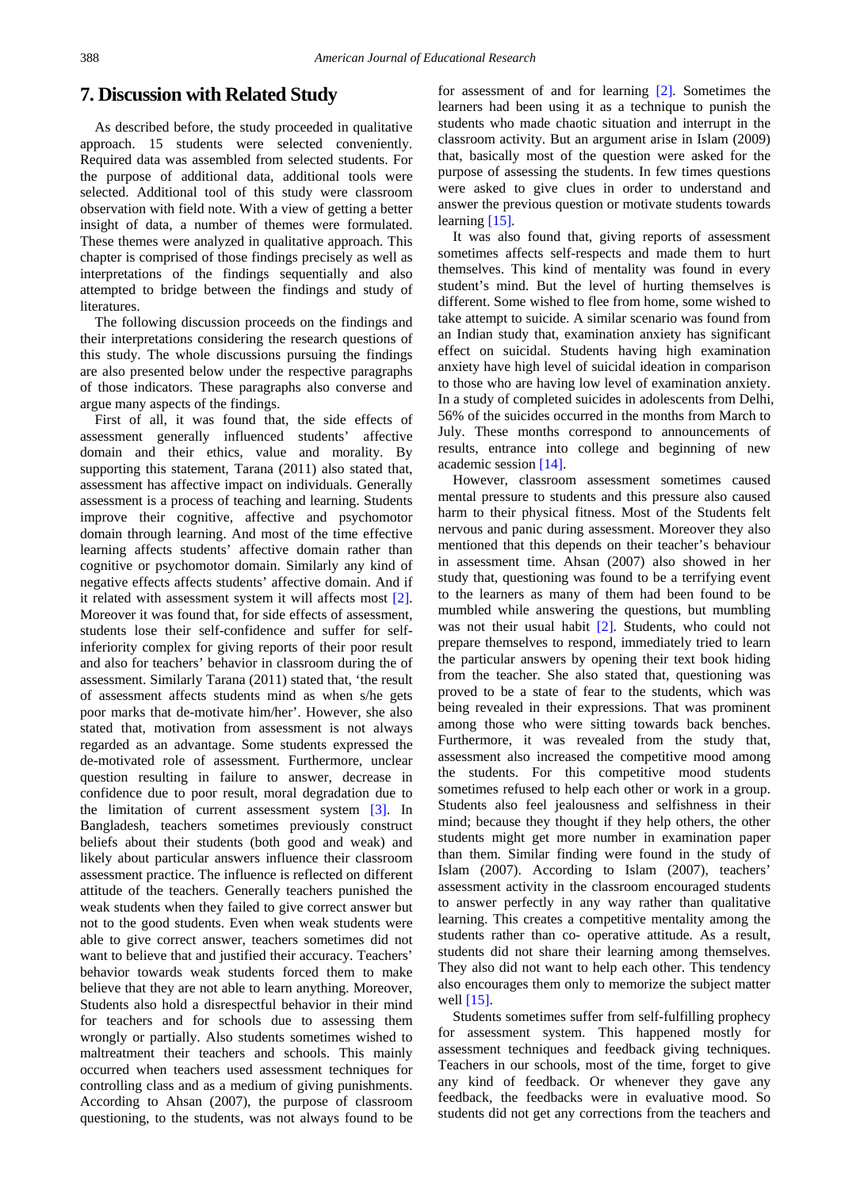## 7. Discussion with Related Study

As described before, the study proceeded in qualitative approach. 15 students were selected conveniently. Required data was assembled from selected students. For the purpose of additional data, additional tools were selected. Additional tool of this study were classroom observation with field note. With a view of getting a better insight of data, a number of themes were formulated. These themes were analyzed in qualitative approach. This chapter is comprised of those findings precisely as well as interpretations of the findings sequentially and also attempted to bridge between the findings and study of literatures.

The following discussion proceeds on the findings and their interpretations considering the research questions of this study. The whole discussions pursuing the findings are also presented below under the respective paragraphs of those indicators. These paragraphs also converse and argue many aspects of the findings.

First of all, it was found that, the side effects of assessment generally influenced students' affective domain and their ethics, value and morality. By supporting this statement, Tarana (2011) also stated that, assessment has affective impact on individuals. Generally assessment is a process of teaching and learning. Students improve their cognitive, affective and psychomotor domain through learning. And most of the time effective learning affects students' affective domain rather than cognitive or psychomotor domain. Similarly any kind of negative effects affects students' affective domain. And if it related with assessment system it will affects most [2]. Moreover it was found that, for side effects of assessment, students lose their self-confidence and suffer for self-inferiority complex for giving reports of their poor result and also for teachers' behavior in classroom during the of assessment. Similarly Tarana (2011) stated that, 'the result of assessment affects students mind as when s/he gets poor marks that de-motivate him/her'. However, she also stated that, motivation from assessment is not always regarded as an advantage. Some students expressed the de-motivated role of assessment. Furthermore, unclear question resulting in failure to answer, decrease in confidence due to poor result, moral degradation due to the limitation of current assessment system [3]. In Bangladesh, teachers sometimes previously construct beliefs about their students (both good and weak) and likely about particular answers influence their classroom assessment practice. The influence is reflected on different attitude of the teachers. Generally teachers punished the weak students when they failed to give correct answer but not to the good students. Even when weak students were able to give correct answer, teachers sometimes did not want to believe that and justified their accuracy. Teachers' behavior towards weak students forced them to make believe that they are not able to learn anything. Moreover, Students also hold a disrespectful behavior in their mind for teachers and for schools due to assessing them wrongly or partially. Also students sometimes wished to maltreatment their teachers and schools. This mainly occurred when teachers used assessment techniques for controlling class and as a medium of giving punishments. According to Ahsan (2007), the purpose of classroom questioning, to the students, was not always found to be for assessment of and for learning [2]. Sometimes the learners had been using it as a technique to punish the students who made chaotic situation and interrupt in the classroom activity. But an argument arise in Islam (2009) that, basically most of the question were asked for the purpose of assessing the students. In few times questions were asked to give clues in order to understand and answer the previous question or motivate students towards learning [15].

It was also found that, giving reports of assessment sometimes affects self-respects and made them to hurt themselves. This kind of mentality was found in every student's mind. But the level of hurting themselves is different. Some wished to flee from home, some wished to take attempt to suicide. A similar scenario was found from an Indian study that, examination anxiety has significant effect on suicidal. Students having high examination anxiety have high level of suicidal ideation in comparison to those who are having low level of examination anxiety. In a study of completed suicides in adolescents from Delhi, 56% of the suicides occurred in the months from March to July. These months correspond to announcements of results, entrance into college and beginning of new academic session [14].

However, classroom assessment sometimes caused mental pressure to students and this pressure also caused harm to their physical fitness. Most of the Students felt nervous and panic during assessment. Moreover they also mentioned that this depends on their teacher's behaviour in assessment time. Ahsan (2007) also showed in her study that, questioning was found to be a terrifying event to the learners as many of them had been found to be mumbled while answering the questions, but mumbling was not their usual habit [2]. Students, who could not prepare themselves to respond, immediately tried to learn the particular answers by opening their text book hiding from the teacher. She also stated that, questioning was proved to be a state of fear to the students, which was being revealed in their expressions. That was prominent among those who were sitting towards back benches. Furthermore, it was revealed from the study that, assessment also increased the competitive mood among the students. For this competitive mood students sometimes refused to help each other or work in a group. Students also feel jealousness and selfishness in their mind; because they thought if they help others, the other students might get more number in examination paper than them. Similar finding were found in the study of Islam (2007). According to Islam (2007), teachers' assessment activity in the classroom encouraged students to answer perfectly in any way rather than qualitative learning. This creates a competitive mentality among the students rather than co- operative attitude. As a result, students did not share their learning among themselves. They also did not want to help each other. This tendency also encourages them only to memorize the subject matter well [15].

Students sometimes suffer from self-fulfilling prophecy for assessment system. This happened mostly for assessment techniques and feedback giving techniques. Teachers in our schools, most of the time, forget to give any kind of feedback. Or whenever they gave any feedback, the feedbacks were in evaluative mood. So students did not get any corrections from the teachers and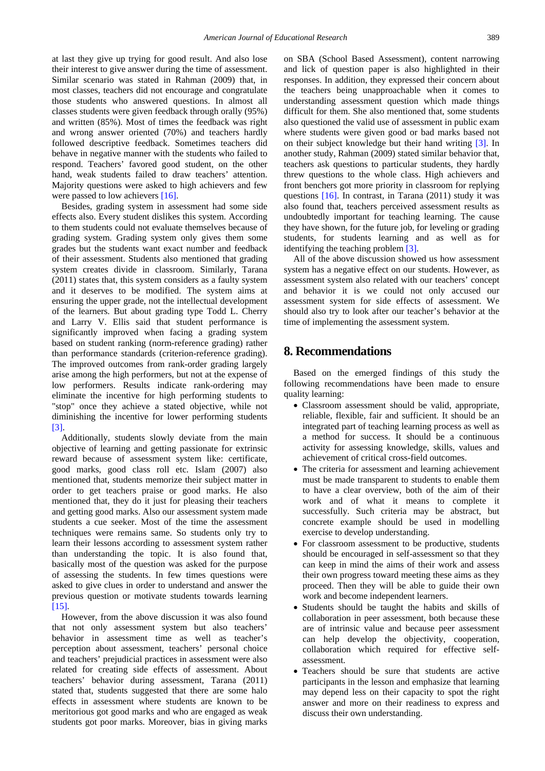at last they give up trying for good result. And also lose their interest to give answer during the time of assessment. Similar scenario was stated in Rahman (2009) that, in most classes, teachers did not encourage and congratulate those students who answered questions. In almost all classes students were given feedback through orally (95%) and written (85%). Most of times the feedback was right and wrong answer oriented (70%) and teachers hardly followed descriptive feedback. Sometimes teachers did behave in negative manner with the students who failed to respond. Teachers' favored good student, on the other hand, weak students failed to draw teachers' attention. Majority questions were asked to high achievers and few were passed to low achievers [16].

Besides, grading system in assessment had some side effects also. Every student dislikes this system. According to them students could not evaluate themselves because of grading system. Grading system only gives them some grades but the students want exact number and feedback of their assessment. Students also mentioned that grading system creates divide in classroom. Similarly, Tarana (2011) states that, this system considers as a faulty system and it deserves to be modified. The system aims at ensuring the upper grade, not the intellectual development of the learners. But about grading type Todd L. Cherry and Larry V. Ellis said that student performance is significantly improved when facing a grading system based on student ranking (norm-reference grading) rather than performance standards (criterion-reference grading). The improved outcomes from rank-order grading largely arise among the high performers, but not at the expense of low performers. Results indicate rank-ordering may eliminate the incentive for high performing students to "stop" once they achieve a stated objective, while not diminishing the incentive for lower performing students [3].

Additionally, students slowly deviate from the main objective of learning and getting passionate for extrinsic reward because of assessment system like: certificate, good marks, good class roll etc. Islam (2007) also mentioned that, students memorize their subject matter in order to get teachers praise or good marks. He also mentioned that, they do it just for pleasing their teachers and getting good marks. Also our assessment system made students a cue seeker. Most of the time the assessment techniques were remains same. So students only try to learn their lessons according to assessment system rather than understanding the topic. It is also found that, basically most of the question was asked for the purpose of assessing the students. In few times questions were asked to give clues in order to understand and answer the previous question or motivate students towards learning [15].

However, from the above discussion it was also found that not only assessment system but also teachers' behavior in assessment time as well as teacher's perception about assessment, teachers' personal choice and teachers' prejudicial practices in assessment were also related for creating side effects of assessment. About teachers' behavior during assessment, Tarana (2011) stated that, students suggested that there are some halo effects in assessment where students are known to be meritorious got good marks and who are engaged as weak students got poor marks. Moreover, bias in giving marks on SBA (School Based Assessment), content narrowing and lick of question paper is also highlighted in their responses. In addition, they expressed their concern about the teachers being unapproachable when it comes to understanding assessment question which made things difficult for them. She also mentioned that, some students also questioned the valid use of assessment in public exam where students were given good or bad marks based not on their subject knowledge but their hand writing [3]. In another study, Rahman (2009) stated similar behavior that, teachers ask questions to particular students, they hardly threw questions to the whole class. High achievers and front benchers got more priority in classroom for replying questions [16]. In contrast, in Tarana (2011) study it was also found that, teachers perceived assessment results as undoubtedly important for teaching learning. The cause they have shown, for the future job, for leveling or grading students, for students learning and as well as for identifying the teaching problem [3].

All of the above discussion showed us how assessment system has a negative effect on our students. However, as assessment system also related with our teachers' concept and behavior it is we could not only accused our assessment system for side effects of assessment. We should also try to look after our teacher's behavior at the time of implementing the assessment system.

## 8. Recommendations

Based on the emerged findings of this study the following recommendations have been made to ensure quality learning:

- Classroom assessment should be valid, appropriate, reliable, flexible, fair and sufficient. It should be an integrated part of teaching learning process as well as a method for success. It should be a continuous activity for assessing knowledge, skills, values and achievement of critical cross-field outcomes.
- The criteria for assessment and learning achievement must be made transparent to students to enable them to have a clear overview, both of the aim of their work and of what it means to complete it successfully. Such criteria may be abstract, but concrete example should be used in modelling exercise to develop understanding.
- For classroom assessment to be productive, students should be encouraged in self-assessment so that they can keep in mind the aims of their work and assess their own progress toward meeting these aims as they proceed. Then they will be able to guide their own work and become independent learners.
- Students should be taught the habits and skills of collaboration in peer assessment, both because these are of intrinsic value and because peer assessment can help develop the objectivity, cooperation, collaboration which required for effective self-assessment.
- Teachers should be sure that students are active participants in the lesson and emphasize that learning may depend less on their capacity to spot the right answer and more on their readiness to express and discuss their own understanding.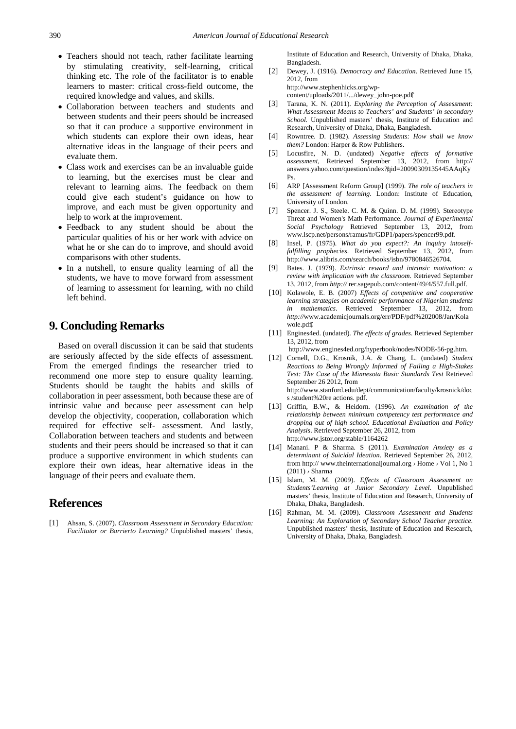- Teachers should not teach, rather facilitate learning by stimulating creativity, self-learning, critical thinking etc. The role of the facilitator is to enable learners to master: critical cross-field outcome, the required knowledge and values, and skills.
- Collaboration between teachers and students and between students and their peers should be increased so that it can produce a supportive environment in which students can explore their own ideas, hear alternative ideas in the language of their peers and evaluate them.
- Class work and exercises can be an invaluable guide to learning, but the exercises must be clear and relevant to learning aims. The feedback on them could give each student's guidance on how to improve, and each must be given opportunity and help to work at the improvement.
- Feedback to any student should be about the particular qualities of his or her work with advice on what he or she can do to improve, and should avoid comparisons with other students.
- In a nutshell, to ensure quality learning of all the students, we have to move forward from assessment of learning to assessment for learning, with no child left behind.

## 9. Concluding Remarks

Based on overall discussion it can be said that students are seriously affected by the side effects of assessment. From the emerged findings the researcher tried to recommend one more step to ensure quality learning. Students should be taught the habits and skills of collaboration in peer assessment, both because these are of intrinsic value and because peer assessment can help develop the objectivity, cooperation, collaboration which required for effective self- assessment. And lastly, Collaboration between teachers and students and between students and their peers should be increased so that it can produce a supportive environment in which students can explore their own ideas, hear alternative ideas in the language of their peers and evaluate them.

## References

[1] Ahsan, S. (2007). *Classroom Assessment in Secondary Education: Facilitator or Barrierto Learning?* Unpublished masters' thesis, Institute of Education and Research, University of Dhaka, Dhaka, Bangladesh.

[2] Dewey, J. (1916). *Democracy and Education*. Retrieved June 15, 2012, from http://www.stephenhicks.org/wp-content/uploads/2011/.../dewey_john-poe.pdf

[3] Tarana, K. N. (2011). *Exploring the Perception of Assessment: What Assessment Means to Teachers' and Students' in secondary School.* Unpublished masters' thesis, Institute of Education and Research, University of Dhaka, Dhaka, Bangladesh.

[4] Rowntree. D. (1982). *Assessing Students: How shall we know them?* London: Harper & Row Publishers.

[5] Locusfire, N. D. (undated) *Negative effects of formative assessment*, Retrieved September 13, 2012, from http:// answers.yahoo.com/question/index?qid=20090309135445AAqKyPs.

[6] ARP [Assessment Reform Group] (1999). *The role of teachers in the assessment of learning.* London: Institute of Education, University of London.

[7] Spencer. J. S., Steele. C. M. & Quinn. D. M. (1999). Stereotype Threat and Women's Math Performance. *Journal of Experimental Social Psychology* Retrieved September 13, 2012, from www.lscp.net/persons/ramus/fr/GDP1/papers/spencer99.pdf.

[8] Insel, P. (1975). *What do you expect?: An inquiry intoself-fulfilling prophecies.* Retrieved September 13, 2012, from http://www.alibris.com/search/books/isbn/9780846526704.

[9] Bates. J. (1979). *Extrinsic reward and intrinsic motivation: a review with implication with the classroom.* Retrieved September 13, 2012, from *http://* rer.sagepub.com/content/49/4/557.full.pdf.

[10] Kolawole, E. B. (2007) *Effects of competitive and cooperative learning strategies on academic performance of Nigerian students in mathematics*. Retrieved September 13, 2012, from *http://*www.academicjournals.org/err/PDF/pdf%202008/Jan/Kolawole.pdf.

[11] Engines4ed. (undated). *The effects of grades*. Retrieved September 13, 2012, from http://www.engines4ed.org/hyperbook/nodes/NODE-56-pg.htm.

[12] Cornell, D.G., Krosnik, J.A. & Chang, L. (undated) *Student Reactions to Being Wrongly Informed of Failing a High-Stakes Test: The Case of the Minnesota Basic Standards Test* Retrieved September 26 2012, from http://www.stanford.edu/dept/communication/faculty/krosnick/docs /student%20re actions. pdf.

[13] Griffin, B.W., & Heidorn. (1996). *An examination of the relationship between minimum competency test performance and dropping out of high school. Educational Evaluation and Policy Analysis*. Retrieved September 26, 2012, from http://www.jstor.org/stable/1164262

[14] Manani. P & Sharma. S (2011). *Examination Anxiety as a determinant of Suicidal Ideation*. Retrieved September 26, 2012, from http:// www.theinternationaljournal.org › Home › Vol 1, No 1 (2011) › Sharma

[15] Islam, M. M. (2009). *Effects of Classroom Assessment on Students'Learning at Junior Secondary Level*. Unpublished masters' thesis, Institute of Education and Research, University of Dhaka, Dhaka, Bangladesh.

[16] Rahman, M. M. (2009). *Classroom Assessment and Students Learning: An Exploration of Secondary School Teacher practice.* Unpublished masters' thesis, Institute of Education and Research, University of Dhaka, Dhaka, Bangladesh.